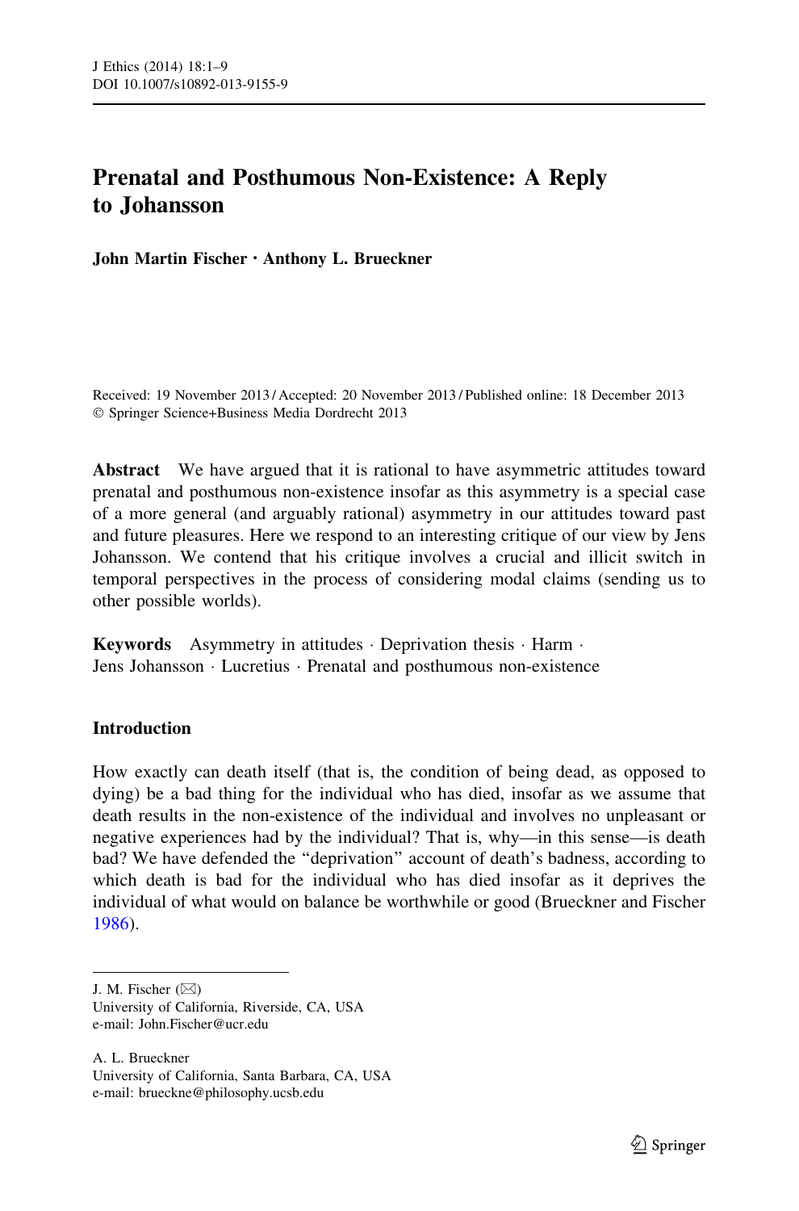# Prenatal and Posthumous Non-Existence: A Reply to Johansson

**John Martin Fischer · Anthony L. Brueckner**

Received: 19 November 2013 / Accepted: 20 November 2013 / Published online: 18 December 2013
© Springer Science+Business Media Dordrecht 2013

**Abstract** We have argued that it is rational to have asymmetric attitudes toward prenatal and posthumous non-existence insofar as this asymmetry is a special case of a more general (and arguably rational) asymmetry in our attitudes toward past and future pleasures. Here we respond to an interesting critique of our view by Jens Johansson. We contend that his critique involves a crucial and illicit switch in temporal perspectives in the process of considering modal claims (sending us to other possible worlds).

**Keywords** Asymmetry in attitudes · Deprivation thesis · Harm · Jens Johansson · Lucretius · Prenatal and posthumous non-existence

## Introduction

How exactly can death itself (that is, the condition of being dead, as opposed to dying) be a bad thing for the individual who has died, insofar as we assume that death results in the non-existence of the individual and involves no unpleasant or negative experiences had by the individual? That is, why—in this sense—is death bad? We have defended the "deprivation" account of death's badness, according to which death is bad for the individual who has died insofar as it deprives the individual of what would on balance be worthwhile or good (Brueckner and Fischer 1986).

---

J. M. Fischer (✉)
University of California, Riverside, CA, USA
e-mail: John.Fischer@ucr.edu

A. L. Brueckner
University of California, Santa Barbara, CA, USA
e-mail: brueckne@philosophy.ucsb.edu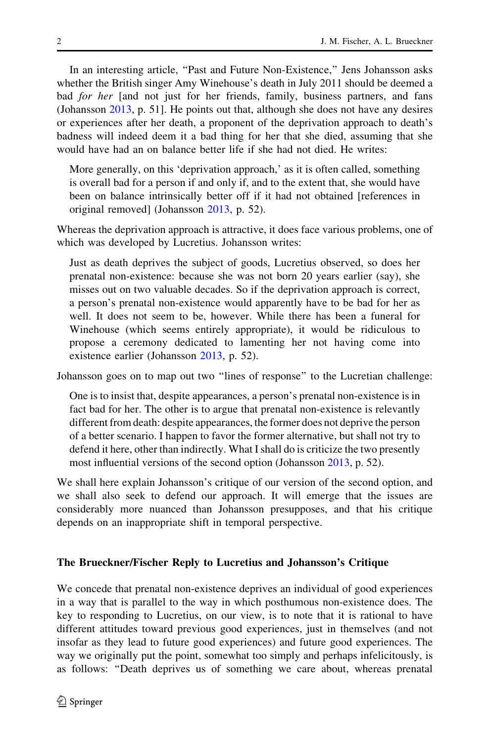In an interesting article, "Past and Future Non-Existence," Jens Johansson asks whether the British singer Amy Winehouse's death in July 2011 should be deemed a bad *for her* [and not just for her friends, family, business partners, and fans (Johansson 2013, p. 51]. He points out that, although she does not have any desires or experiences after her death, a proponent of the deprivation approach to death's badness will indeed deem it a bad thing for her that she died, assuming that she would have had an on balance better life if she had not died. He writes:

> More generally, on this 'deprivation approach,' as it is often called, something is overall bad for a person if and only if, and to the extent that, she would have been on balance intrinsically better off if it had not obtained [references in original removed] (Johansson 2013, p. 52).

Whereas the deprivation approach is attractive, it does face various problems, one of which was developed by Lucretius. Johansson writes:

> Just as death deprives the subject of goods, Lucretius observed, so does her prenatal non-existence: because she was not born 20 years earlier (say), she misses out on two valuable decades. So if the deprivation approach is correct, a person's prenatal non-existence would apparently have to be bad for her as well. It does not seem to be, however. While there has been a funeral for Winehouse (which seems entirely appropriate), it would be ridiculous to propose a ceremony dedicated to lamenting her not having come into existence earlier (Johansson 2013, p. 52).

Johansson goes on to map out two "lines of response" to the Lucretian challenge:

> One is to insist that, despite appearances, a person's prenatal non-existence is in fact bad for her. The other is to argue that prenatal non-existence is relevantly different from death: despite appearances, the former does not deprive the person of a better scenario. I happen to favor the former alternative, but shall not try to defend it here, other than indirectly. What I shall do is criticize the two presently most influential versions of the second option (Johansson 2013, p. 52).

We shall here explain Johansson's critique of our version of the second option, and we shall also seek to defend our approach. It will emerge that the issues are considerably more nuanced than Johansson presupposes, and that his critique depends on an inappropriate shift in temporal perspective.

## The Brueckner/Fischer Reply to Lucretius and Johansson's Critique

We concede that prenatal non-existence deprives an individual of good experiences in a way that is parallel to the way in which posthumous non-existence does. The key to responding to Lucretius, on our view, is to note that it is rational to have different attitudes toward previous good experiences, just in themselves (and not insofar as they lead to future good experiences) and future good experiences. The way we originally put the point, somewhat too simply and perhaps infelicitously, is as follows: "Death deprives us of something we care about, whereas prenatal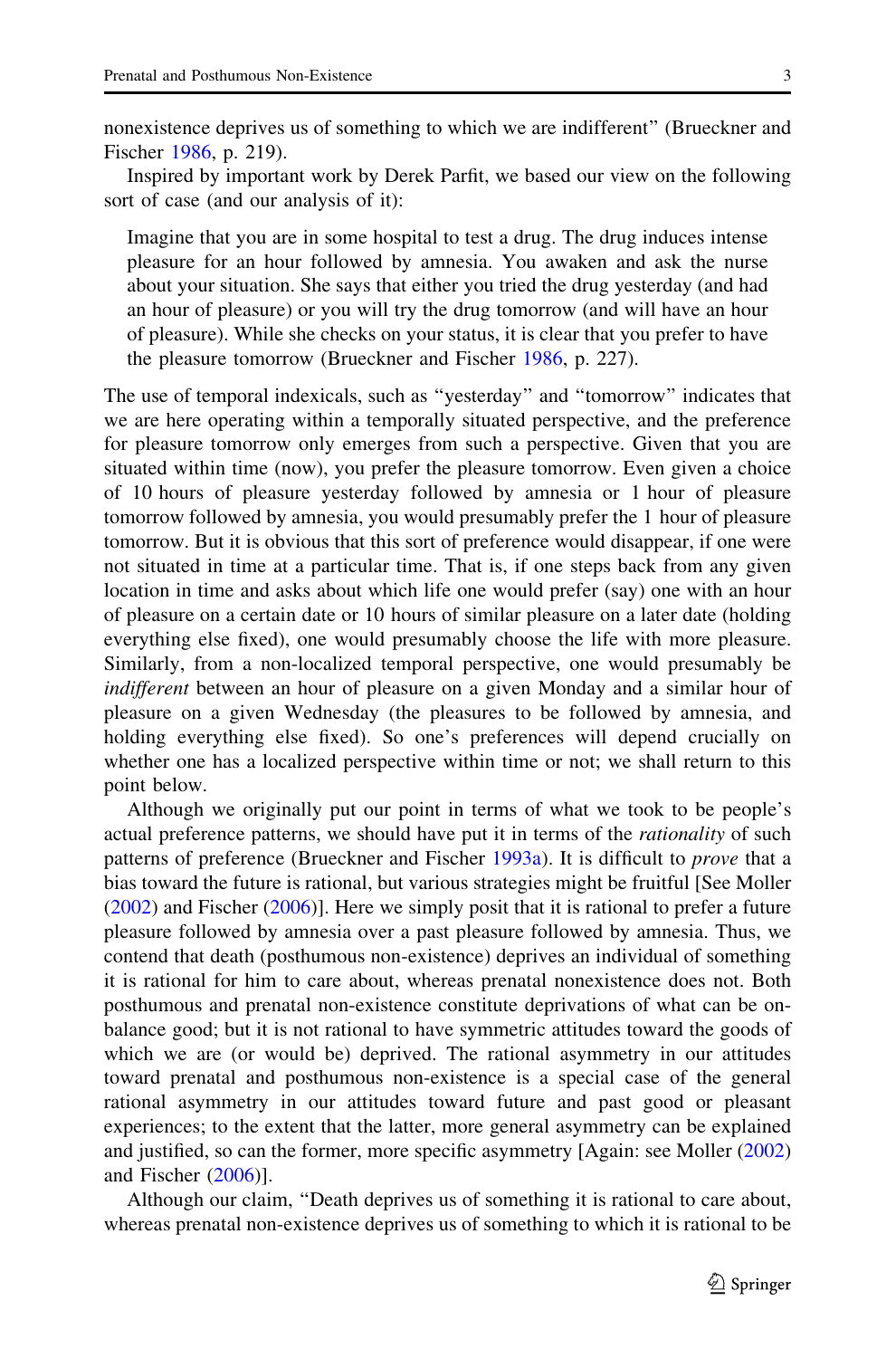nonexistence deprives us of something to which we are indifferent" (Brueckner and Fischer 1986, p. 219).

Inspired by important work by Derek Parfit, we based our view on the following sort of case (and our analysis of it):

> Imagine that you are in some hospital to test a drug. The drug induces intense pleasure for an hour followed by amnesia. You awaken and ask the nurse about your situation. She says that either you tried the drug yesterday (and had an hour of pleasure) or you will try the drug tomorrow (and will have an hour of pleasure). While she checks on your status, it is clear that you prefer to have the pleasure tomorrow (Brueckner and Fischer 1986, p. 227).

The use of temporal indexicals, such as "yesterday" and "tomorrow" indicates that we are here operating within a temporally situated perspective, and the preference for pleasure tomorrow only emerges from such a perspective. Given that you are situated within time (now), you prefer the pleasure tomorrow. Even given a choice of 10 hours of pleasure yesterday followed by amnesia or 1 hour of pleasure tomorrow followed by amnesia, you would presumably prefer the 1 hour of pleasure tomorrow. But it is obvious that this sort of preference would disappear, if one were not situated in time at a particular time. That is, if one steps back from any given location in time and asks about which life one would prefer (say) one with an hour of pleasure on a certain date or 10 hours of similar pleasure on a later date (holding everything else fixed), one would presumably choose the life with more pleasure. Similarly, from a non-localized temporal perspective, one would presumably be *indifferent* between an hour of pleasure on a given Monday and a similar hour of pleasure on a given Wednesday (the pleasures to be followed by amnesia, and holding everything else fixed). So one's preferences will depend crucially on whether one has a localized perspective within time or not; we shall return to this point below.

Although we originally put our point in terms of what we took to be people's actual preference patterns, we should have put it in terms of the *rationality* of such patterns of preference (Brueckner and Fischer 1993a). It is difficult to *prove* that a bias toward the future is rational, but various strategies might be fruitful [See Moller (2002) and Fischer (2006)]. Here we simply posit that it is rational to prefer a future pleasure followed by amnesia over a past pleasure followed by amnesia. Thus, we contend that death (posthumous non-existence) deprives an individual of something it is rational for him to care about, whereas prenatal nonexistence does not. Both posthumous and prenatal non-existence constitute deprivations of what can be on-balance good; but it is not rational to have symmetric attitudes toward the goods of which we are (or would be) deprived. The rational asymmetry in our attitudes toward prenatal and posthumous non-existence is a special case of the general rational asymmetry in our attitudes toward future and past good or pleasant experiences; to the extent that the latter, more general asymmetry can be explained and justified, so can the former, more specific asymmetry [Again: see Moller (2002) and Fischer (2006)].

Although our claim, "Death deprives us of something it is rational to care about, whereas prenatal non-existence deprives us of something to which it is rational to be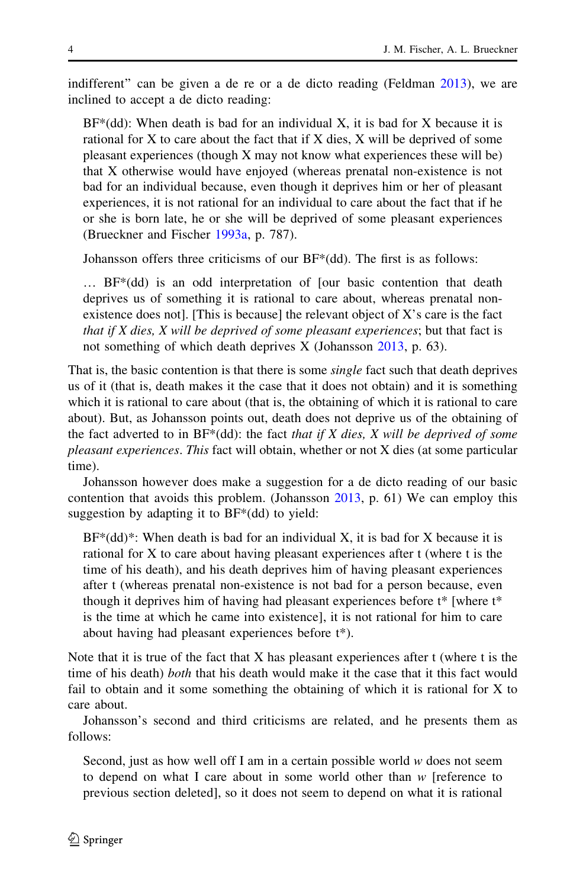indifferent" can be given a de re or a de dicto reading (Feldman 2013), we are inclined to accept a de dicto reading:

> BF*(dd): When death is bad for an individual X, it is bad for X because it is rational for X to care about the fact that if X dies, X will be deprived of some pleasant experiences (though X may not know what experiences these will be) that X otherwise would have enjoyed (whereas prenatal non-existence is not bad for an individual because, even though it deprives him or her of pleasant experiences, it is not rational for an individual to care about the fact that if he or she is born late, he or she will be deprived of some pleasant experiences (Brueckner and Fischer 1993a, p. 787).

Johansson offers three criticisms of our BF*(dd). The first is as follows:

> … BF*(dd) is an odd interpretation of [our basic contention that death deprives us of something it is rational to care about, whereas prenatal non-existence does not]. [This is because] the relevant object of X's care is the fact *that if X dies, X will be deprived of some pleasant experiences*; but that fact is not something of which death deprives X (Johansson 2013, p. 63).

That is, the basic contention is that there is some *single* fact such that death deprives us of it (that is, death makes it the case that it does not obtain) and it is something which it is rational to care about (that is, the obtaining of which it is rational to care about). But, as Johansson points out, death does not deprive us of the obtaining of the fact adverted to in BF*(dd): the fact *that if X dies, X will be deprived of some pleasant experiences*. *This* fact will obtain, whether or not X dies (at some particular time).

Johansson however does make a suggestion for a de dicto reading of our basic contention that avoids this problem. (Johansson 2013, p. 61) We can employ this suggestion by adapting it to BF*(dd) to yield:

> BF*(dd)*: When death is bad for an individual X, it is bad for X because it is rational for X to care about having pleasant experiences after t (where t is the time of his death), and his death deprives him of having pleasant experiences after t (whereas prenatal non-existence is not bad for a person because, even though it deprives him of having had pleasant experiences before t* [where t* is the time at which he came into existence], it is not rational for him to care about having had pleasant experiences before t*).

Note that it is true of the fact that X has pleasant experiences after t (where t is the time of his death) *both* that his death would make it the case that it this fact would fail to obtain and it some something the obtaining of which it is rational for X to care about.

Johansson's second and third criticisms are related, and he presents them as follows:

> Second, just as how well off I am in a certain possible world *w* does not seem to depend on what I care about in some world other than *w* [reference to previous section deleted], so it does not seem to depend on what it is rational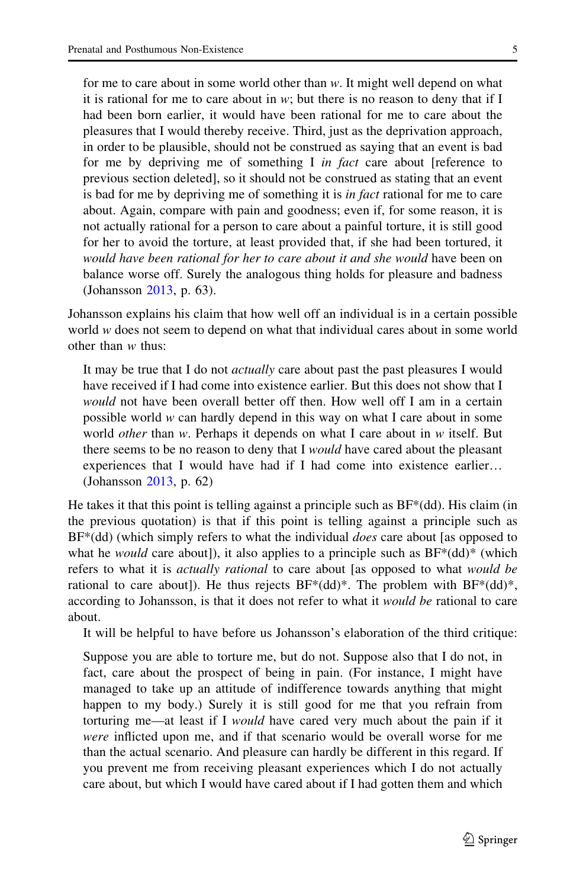> for me to care about in some world other than *w*. It might well depend on what it is rational for me to care about in *w*; but there is no reason to deny that if I had been born earlier, it would have been rational for me to care about the pleasures that I would thereby receive. Third, just as the deprivation approach, in order to be plausible, should not be construed as saying that an event is bad for me by depriving me of something I *in fact* care about [reference to previous section deleted], so it should not be construed as stating that an event is bad for me by depriving me of something it is *in fact* rational for me to care about. Again, compare with pain and goodness; even if, for some reason, it is not actually rational for a person to care about a painful torture, it is still good for her to avoid the torture, at least provided that, if she had been tortured, it *would have been rational for her to care about it and she would* have been on balance worse off. Surely the analogous thing holds for pleasure and badness (Johansson 2013, p. 63).

Johansson explains his claim that how well off an individual is in a certain possible world *w* does not seem to depend on what that individual cares about in some world other than *w* thus:

> It may be true that I do not *actually* care about past the past pleasures I would have received if I had come into existence earlier. But this does not show that I *would* not have been overall better off then. How well off I am in a certain possible world *w* can hardly depend in this way on what I care about in some world *other* than *w*. Perhaps it depends on what I care about in *w* itself. But there seems to be no reason to deny that I *would* have cared about the pleasant experiences that I would have had if I had come into existence earlier… (Johansson 2013, p. 62)

He takes it that this point is telling against a principle such as BF*(dd). His claim (in the previous quotation) is that if this point is telling against a principle such as BF*(dd) (which simply refers to what the individual *does* care about [as opposed to what he *would* care about]), it also applies to a principle such as BF*(dd)* (which refers to what it is *actually rational* to care about [as opposed to what *would be* rational to care about]). He thus rejects BF*(dd)*. The problem with BF*(dd)*, according to Johansson, is that it does not refer to what it *would be* rational to care about.

It will be helpful to have before us Johansson's elaboration of the third critique:

> Suppose you are able to torture me, but do not. Suppose also that I do not, in fact, care about the prospect of being in pain. (For instance, I might have managed to take up an attitude of indifference towards anything that might happen to my body.) Surely it is still good for me that you refrain from torturing me—at least if I *would* have cared very much about the pain if it *were* inflicted upon me, and if that scenario would be overall worse for me than the actual scenario. And pleasure can hardly be different in this regard. If you prevent me from receiving pleasant experiences which I do not actually care about, but which I would have cared about if I had gotten them and which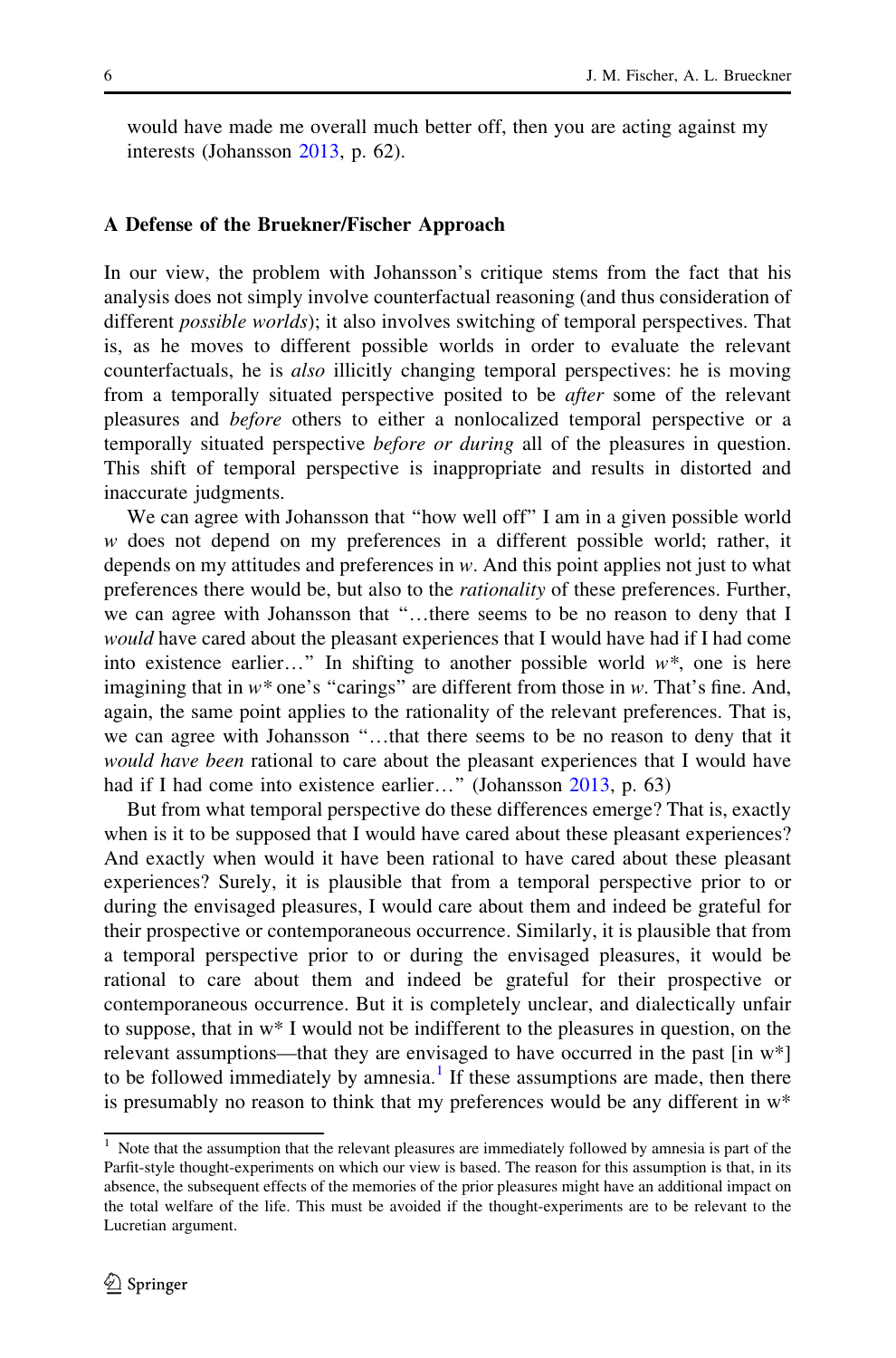would have made me overall much better off, then you are acting against my interests (Johansson 2013, p. 62).

### A Defense of the Bruekner/Fischer Approach

In our view, the problem with Johansson's critique stems from the fact that his analysis does not simply involve counterfactual reasoning (and thus consideration of different *possible worlds*); it also involves switching of temporal perspectives. That is, as he moves to different possible worlds in order to evaluate the relevant counterfactuals, he is *also* illicitly changing temporal perspectives: he is moving from a temporally situated perspective posited to be *after* some of the relevant pleasures and *before* others to either a nonlocalized temporal perspective or a temporally situated perspective *before or during* all of the pleasures in question. This shift of temporal perspective is inappropriate and results in distorted and inaccurate judgments.

We can agree with Johansson that "how well off" I am in a given possible world *w* does not depend on my preferences in a different possible world; rather, it depends on my attitudes and preferences in *w*. And this point applies not just to what preferences there would be, but also to the *rationality* of these preferences. Further, we can agree with Johansson that "…there seems to be no reason to deny that I *would* have cared about the pleasant experiences that I would have had if I had come into existence earlier…" In shifting to another possible world *w\**, one is here imagining that in *w\** one's "carings" are different from those in *w*. That's fine. And, again, the same point applies to the rationality of the relevant preferences. That is, we can agree with Johansson "…that there seems to be no reason to deny that it *would have been* rational to care about the pleasant experiences that I would have had if I had come into existence earlier…" (Johansson 2013, p. 63)

But from what temporal perspective do these differences emerge? That is, exactly when is it to be supposed that I would have cared about these pleasant experiences? And exactly when would it have been rational to have cared about these pleasant experiences? Surely, it is plausible that from a temporal perspective prior to or during the envisaged pleasures, I would care about them and indeed be grateful for their prospective or contemporaneous occurrence. Similarly, it is plausible that from a temporal perspective prior to or during the envisaged pleasures, it would be rational to care about them and indeed be grateful for their prospective or contemporaneous occurrence. But it is completely unclear, and dialectically unfair to suppose, that in w* I would not be indifferent to the pleasures in question, on the relevant assumptions—that they are envisaged to have occurred in the past [in w*] to be followed immediately by amnesia.[1] If these assumptions are made, then there is presumably no reason to think that my preferences would be any different in w*

[1] Note that the assumption that the relevant pleasures are immediately followed by amnesia is part of the Parfit-style thought-experiments on which our view is based. The reason for this assumption is that, in its absence, the subsequent effects of the memories of the prior pleasures might have an additional impact on the total welfare of the life. This must be avoided if the thought-experiments are to be relevant to the Lucretian argument.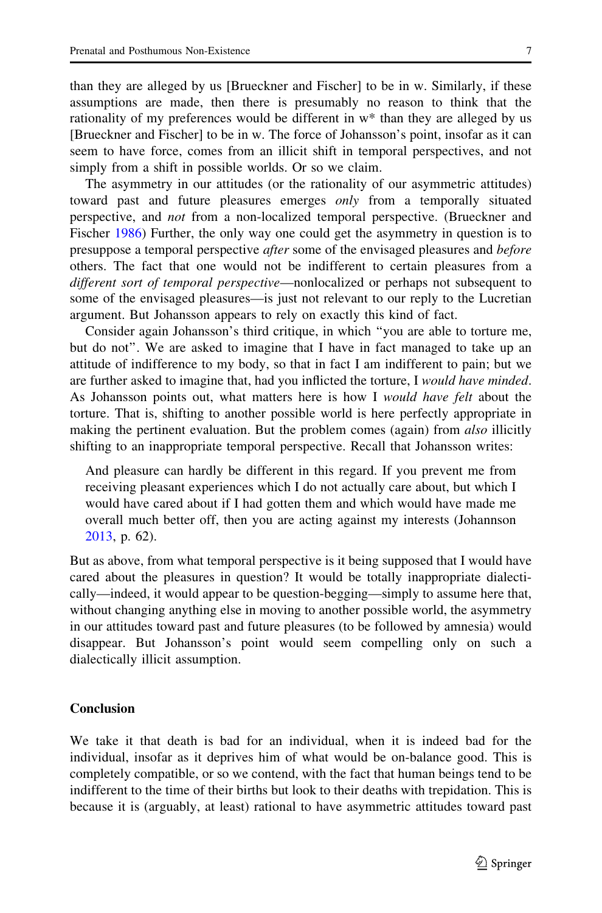than they are alleged by us [Brueckner and Fischer] to be in w. Similarly, if these assumptions are made, then there is presumably no reason to think that the rationality of my preferences would be different in w* than they are alleged by us [Brueckner and Fischer] to be in w. The force of Johansson's point, insofar as it can seem to have force, comes from an illicit shift in temporal perspectives, and not simply from a shift in possible worlds. Or so we claim.

The asymmetry in our attitudes (or the rationality of our asymmetric attitudes) toward past and future pleasures emerges *only* from a temporally situated perspective, and *not* from a non-localized temporal perspective. (Brueckner and Fischer 1986) Further, the only way one could get the asymmetry in question is to presuppose a temporal perspective *after* some of the envisaged pleasures and *before* others. The fact that one would not be indifferent to certain pleasures from a *different sort of temporal perspective*—nonlocalized or perhaps not subsequent to some of the envisaged pleasures—is just not relevant to our reply to the Lucretian argument. But Johansson appears to rely on exactly this kind of fact.

Consider again Johansson's third critique, in which "you are able to torture me, but do not". We are asked to imagine that I have in fact managed to take up an attitude of indifference to my body, so that in fact I am indifferent to pain; but we are further asked to imagine that, had you inflicted the torture, I *would have minded*. As Johansson points out, what matters here is how I *would have felt* about the torture. That is, shifting to another possible world is here perfectly appropriate in making the pertinent evaluation. But the problem comes (again) from *also* illicitly shifting to an inappropriate temporal perspective. Recall that Johansson writes:

> And pleasure can hardly be different in this regard. If you prevent me from receiving pleasant experiences which I do not actually care about, but which I would have cared about if I had gotten them and which would have made me overall much better off, then you are acting against my interests (Johannson 2013, p. 62).

But as above, from what temporal perspective is it being supposed that I would have cared about the pleasures in question? It would be totally inappropriate dialectically—indeed, it would appear to be question-begging—simply to assume here that, without changing anything else in moving to another possible world, the asymmetry in our attitudes toward past and future pleasures (to be followed by amnesia) would disappear. But Johansson's point would seem compelling only on such a dialectically illicit assumption.

## Conclusion

We take it that death is bad for an individual, when it is indeed bad for the individual, insofar as it deprives him of what would be on-balance good. This is completely compatible, or so we contend, with the fact that human beings tend to be indifferent to the time of their births but look to their deaths with trepidation. This is because it is (arguably, at least) rational to have asymmetric attitudes toward past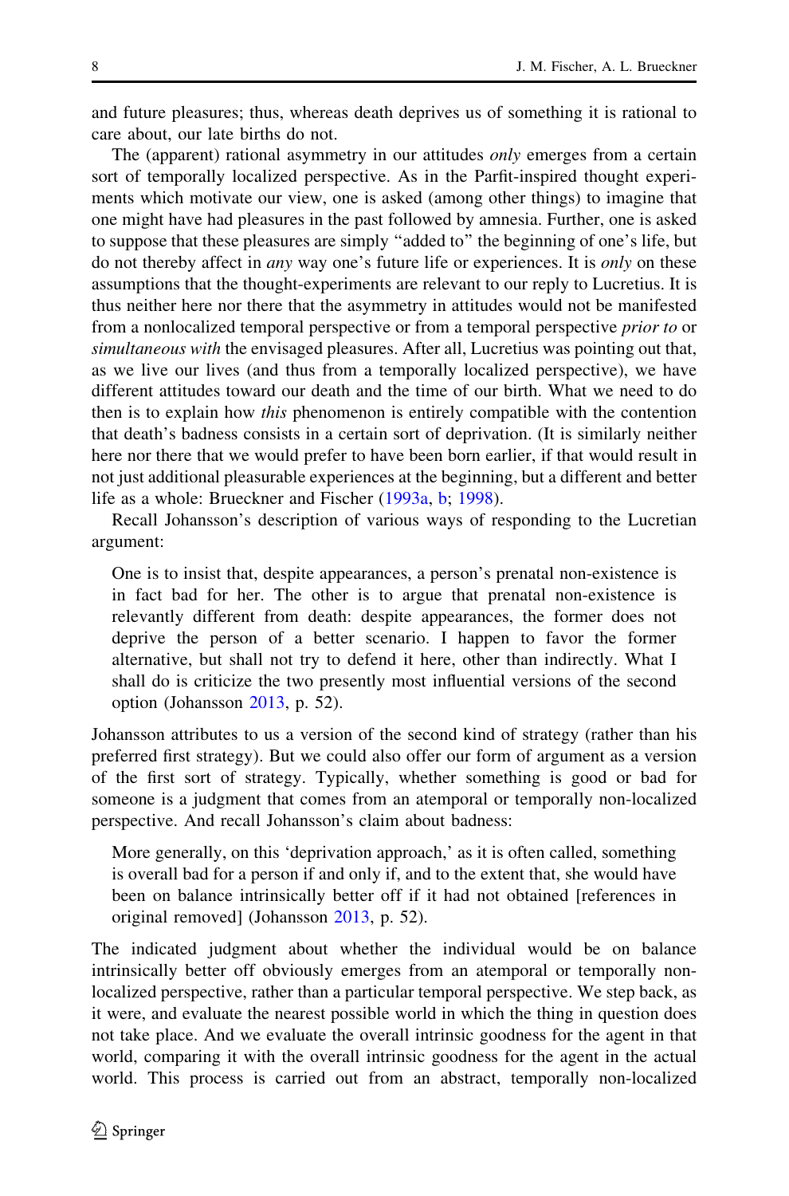and future pleasures; thus, whereas death deprives us of something it is rational to care about, our late births do not.

The (apparent) rational asymmetry in our attitudes *only* emerges from a certain sort of temporally localized perspective. As in the Parfit-inspired thought experiments which motivate our view, one is asked (among other things) to imagine that one might have had pleasures in the past followed by amnesia. Further, one is asked to suppose that these pleasures are simply "added to" the beginning of one's life, but do not thereby affect in *any* way one's future life or experiences. It is *only* on these assumptions that the thought-experiments are relevant to our reply to Lucretius. It is thus neither here nor there that the asymmetry in attitudes would not be manifested from a nonlocalized temporal perspective or from a temporal perspective *prior to* or *simultaneous with* the envisaged pleasures. After all, Lucretius was pointing out that, as we live our lives (and thus from a temporally localized perspective), we have different attitudes toward our death and the time of our birth. What we need to do then is to explain how *this* phenomenon is entirely compatible with the contention that death's badness consists in a certain sort of deprivation. (It is similarly neither here nor there that we would prefer to have been born earlier, if that would result in not just additional pleasurable experiences at the beginning, but a different and better life as a whole: Brueckner and Fischer (1993a, b; 1998).

Recall Johansson's description of various ways of responding to the Lucretian argument:

> One is to insist that, despite appearances, a person's prenatal non-existence is in fact bad for her. The other is to argue that prenatal non-existence is relevantly different from death: despite appearances, the former does not deprive the person of a better scenario. I happen to favor the former alternative, but shall not try to defend it here, other than indirectly. What I shall do is criticize the two presently most influential versions of the second option (Johansson 2013, p. 52).

Johansson attributes to us a version of the second kind of strategy (rather than his preferred first strategy). But we could also offer our form of argument as a version of the first sort of strategy. Typically, whether something is good or bad for someone is a judgment that comes from an atemporal or temporally non-localized perspective. And recall Johansson's claim about badness:

> More generally, on this 'deprivation approach,' as it is often called, something is overall bad for a person if and only if, and to the extent that, she would have been on balance intrinsically better off if it had not obtained [references in original removed] (Johansson 2013, p. 52).

The indicated judgment about whether the individual would be on balance intrinsically better off obviously emerges from an atemporal or temporally non-localized perspective, rather than a particular temporal perspective. We step back, as it were, and evaluate the nearest possible world in which the thing in question does not take place. And we evaluate the overall intrinsic goodness for the agent in that world, comparing it with the overall intrinsic goodness for the agent in the actual world. This process is carried out from an abstract, temporally non-localized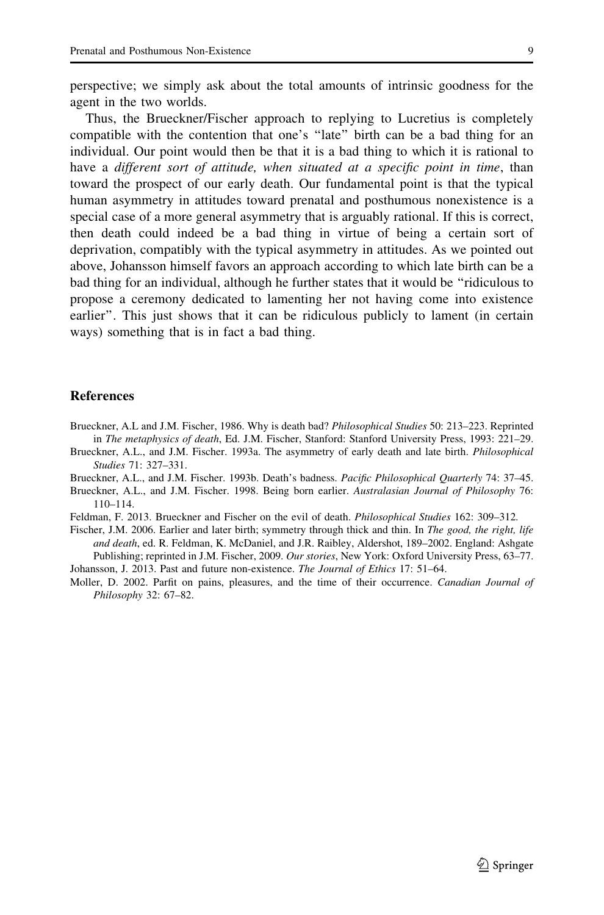perspective; we simply ask about the total amounts of intrinsic goodness for the agent in the two worlds.

Thus, the Brueckner/Fischer approach to replying to Lucretius is completely compatible with the contention that one's "late" birth can be a bad thing for an individual. Our point would then be that it is a bad thing to which it is rational to have a *different sort of attitude, when situated at a specific point in time*, than toward the prospect of our early death. Our fundamental point is that the typical human asymmetry in attitudes toward prenatal and posthumous nonexistence is a special case of a more general asymmetry that is arguably rational. If this is correct, then death could indeed be a bad thing in virtue of being a certain sort of deprivation, compatibly with the typical asymmetry in attitudes. As we pointed out above, Johansson himself favors an approach according to which late birth can be a bad thing for an individual, although he further states that it would be "ridiculous to propose a ceremony dedicated to lamenting her not having come into existence earlier". This just shows that it can be ridiculous publicly to lament (in certain ways) something that is in fact a bad thing.

## References

Brueckner, A.L and J.M. Fischer, 1986. Why is death bad? *Philosophical Studies* 50: 213–223. Reprinted in *The metaphysics of death*, Ed. J.M. Fischer, Stanford: Stanford University Press, 1993: 221–29.

Brueckner, A.L., and J.M. Fischer. 1993a. The asymmetry of early death and late birth. *Philosophical Studies* 71: 327–331.

Brueckner, A.L., and J.M. Fischer. 1993b. Death's badness. *Pacific Philosophical Quarterly* 74: 37–45.

Brueckner, A.L., and J.M. Fischer. 1998. Being born earlier. *Australasian Journal of Philosophy* 76: 110–114.

Feldman, F. 2013. Brueckner and Fischer on the evil of death. *Philosophical Studies* 162: 309–312.

Fischer, J.M. 2006. Earlier and later birth; symmetry through thick and thin. In *The good, the right, life and death*, ed. R. Feldman, K. McDaniel, and J.R. Raibley, Aldershot, 189–2002. England: Ashgate Publishing; reprinted in J.M. Fischer, 2009. *Our stories*, New York: Oxford University Press, 63–77.

Johansson, J. 2013. Past and future non-existence. *The Journal of Ethics* 17: 51–64.

Moller, D. 2002. Parfit on pains, pleasures, and the time of their occurrence. *Canadian Journal of Philosophy* 32: 67–82.